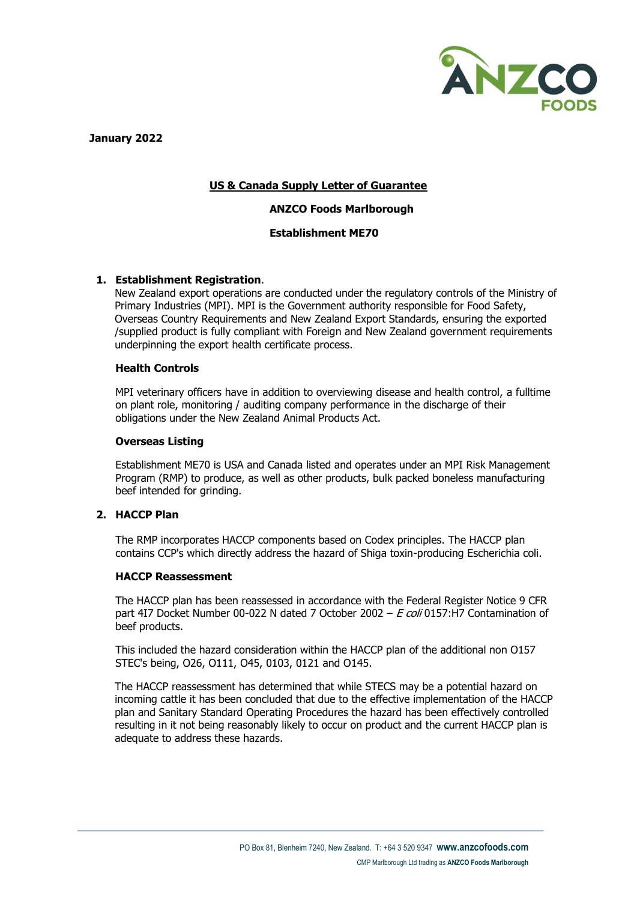**January 2022**

## US & Canada Supply Letter of Guarantee

**ANZCO Foods Marlborough**

**Establishment ME70**

1. **Establishment Registration**.
   New Zealand export operations are conducted under the regulatory controls of the Ministry of Primary Industries (MPI). MPI is the Government authority responsible for Food Safety, Overseas Country Requirements and New Zealand Export Standards, ensuring the exported /supplied product is fully compliant with Foreign and New Zealand government requirements underpinning the export health certificate process.

   **Health Controls**

   MPI veterinary officers have in addition to overviewing disease and health control, a fulltime on plant role, monitoring / auditing company performance in the discharge of their obligations under the New Zealand Animal Products Act.

   **Overseas Listing**

   Establishment ME70 is USA and Canada listed and operates under an MPI Risk Management Program (RMP) to produce, as well as other products, bulk packed boneless manufacturing beef intended for grinding.

2. **HACCP Plan**

   The RMP incorporates HACCP components based on Codex principles. The HACCP plan contains CCP's which directly address the hazard of Shiga toxin-producing Escherichia coli.

   **HACCP Reassessment**

   The HACCP plan has been reassessed in accordance with the Federal Register Notice 9 CFR part 4I7 Docket Number 00-022 N dated 7 October 2002 – *E coli* 0157:H7 Contamination of beef products.

   This included the hazard consideration within the HACCP plan of the additional non O157 STEC's being, O26, O111, O45, 0103, 0121 and O145.

   The HACCP reassessment has determined that while STECS may be a potential hazard on incoming cattle it has been concluded that due to the effective implementation of the HACCP plan and Sanitary Standard Operating Procedures the hazard has been effectively controlled resulting in it not being reasonably likely to occur on product and the current HACCP plan is adequate to address these hazards.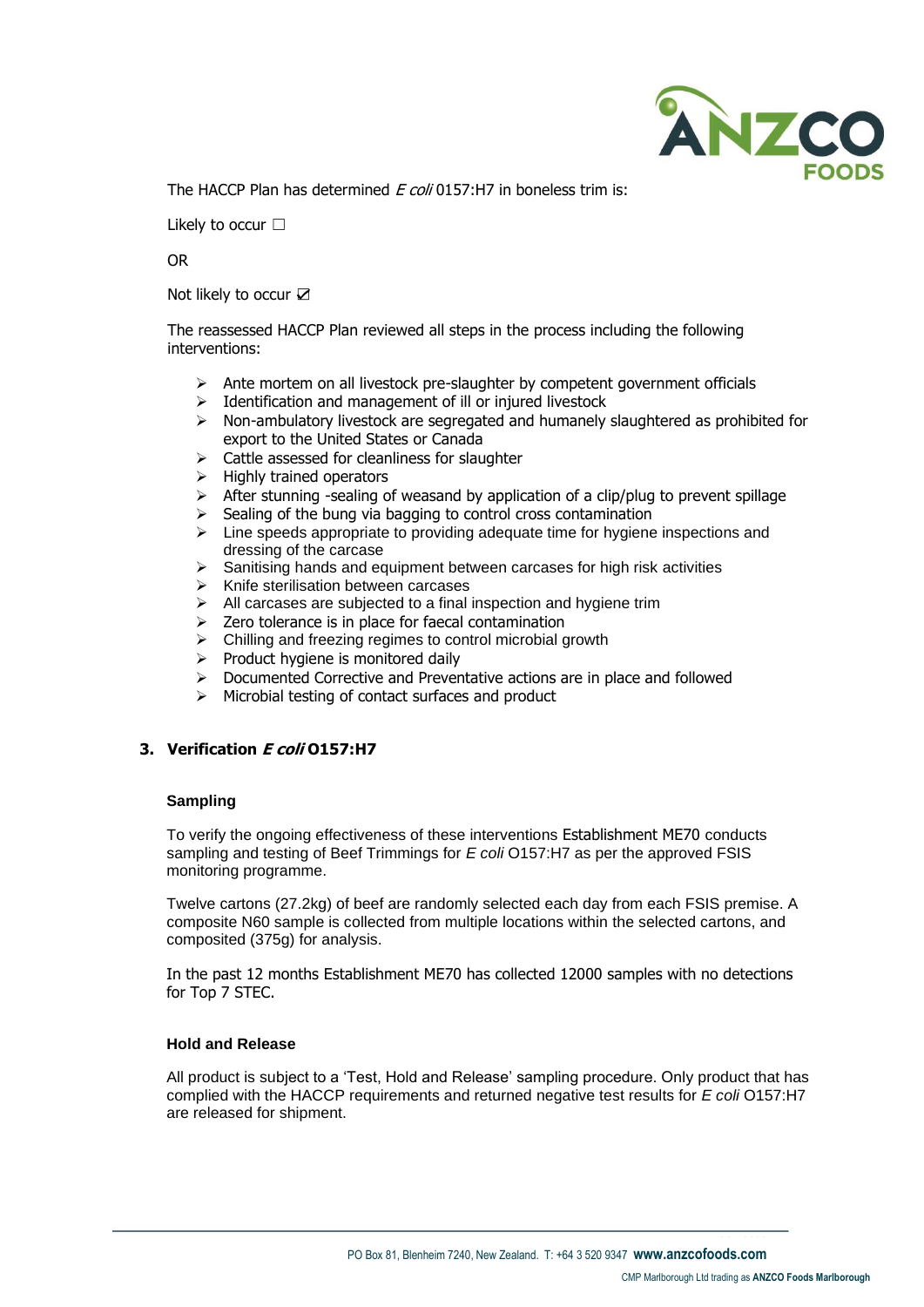The HACCP Plan has determined *E coli* 0157:H7 in boneless trim is:

Likely to occur ☐

OR

Not likely to occur ☑

The reassessed HACCP Plan reviewed all steps in the process including the following interventions:

- Ante mortem on all livestock pre-slaughter by competent government officials
- Identification and management of ill or injured livestock
- Non-ambulatory livestock are segregated and humanely slaughtered as prohibited for export to the United States or Canada
- Cattle assessed for cleanliness for slaughter
- Highly trained operators
- After stunning -sealing of weasand by application of a clip/plug to prevent spillage
- Sealing of the bung via bagging to control cross contamination
- Line speeds appropriate to providing adequate time for hygiene inspections and dressing of the carcase
- Sanitising hands and equipment between carcases for high risk activities
- Knife sterilisation between carcases
- All carcases are subjected to a final inspection and hygiene trim
- Zero tolerance is in place for faecal contamination
- Chilling and freezing regimes to control microbial growth
- Product hygiene is monitored daily
- Documented Corrective and Preventative actions are in place and followed
- Microbial testing of contact surfaces and product

## 3. Verification *E coli* O157:H7

### Sampling

To verify the ongoing effectiveness of these interventions Establishment ME70 conducts sampling and testing of Beef Trimmings for *E coli* O157:H7 as per the approved FSIS monitoring programme.

Twelve cartons (27.2kg) of beef are randomly selected each day from each FSIS premise. A composite N60 sample is collected from multiple locations within the selected cartons, and composited (375g) for analysis.

In the past 12 months Establishment ME70 has collected 12000 samples with no detections for Top 7 STEC.

### Hold and Release

All product is subject to a 'Test, Hold and Release' sampling procedure. Only product that has complied with the HACCP requirements and returned negative test results for *E coli* O157:H7 are released for shipment.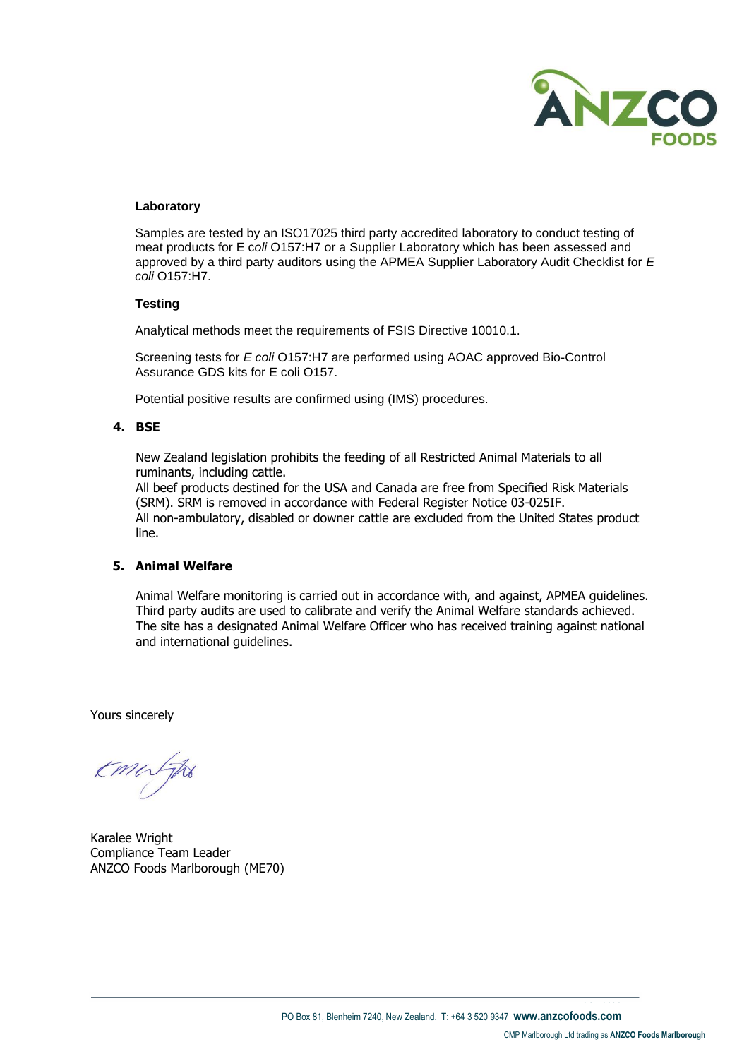**Laboratory**

Samples are tested by an ISO17025 third party accredited laboratory to conduct testing of meat products for E *coli* O157:H7 or a Supplier Laboratory which has been assessed and approved by a third party auditors using the APMEA Supplier Laboratory Audit Checklist for *E coli* O157:H7.

**Testing**

Analytical methods meet the requirements of FSIS Directive 10010.1.

Screening tests for *E coli* O157:H7 are performed using AOAC approved Bio-Control Assurance GDS kits for E coli O157.

Potential positive results are confirmed using (IMS) procedures.

## 4. BSE

New Zealand legislation prohibits the feeding of all Restricted Animal Materials to all ruminants, including cattle.
All beef products destined for the USA and Canada are free from Specified Risk Materials (SRM). SRM is removed in accordance with Federal Register Notice 03-025IF.
All non-ambulatory, disabled or downer cattle are excluded from the United States product line.

## 5. Animal Welfare

Animal Welfare monitoring is carried out in accordance with, and against, APMEA guidelines. Third party audits are used to calibrate and verify the Animal Welfare standards achieved. The site has a designated Animal Welfare Officer who has received training against national and international guidelines.

Yours sincerely

Karalee Wright
Compliance Team Leader
ANZCO Foods Marlborough (ME70)

PO Box 81, Blenheim 7240, New Zealand. T: +64 3 520 9347 **www.anzcofoods.com**

CMP Marlborough Ltd trading as **ANZCO Foods Marlborough**